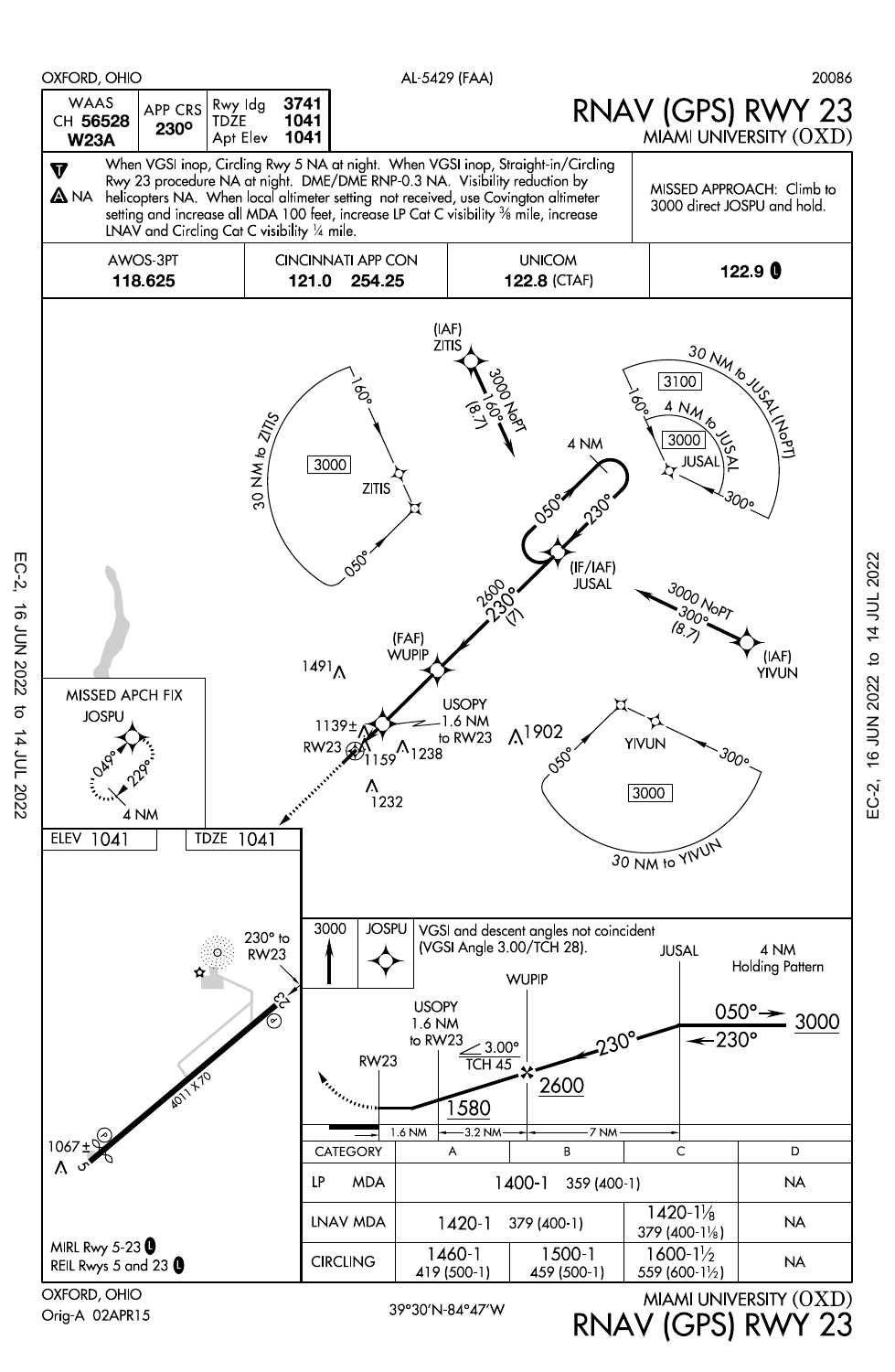OXFORD, OHIO — AL-5429 (FAA) — 20086

# RNAV (GPS) RWY 23
## MIAMI UNIVERSITY (OXD)

| WAAS CH 56528 W23A | APP CRS 230° | Rwy ldg 3741 | TDZE 1041 | Apt Elev 1041 |
|---|---|---|---|---|

When VGSI inop, Circling Rwy 5 NA at night. When VGSI inop, Straight-in/Circling Rwy 23 procedure NA at night. DME/DME RNP-0.3 NA. Visibility reduction by helicopters NA. When local altimeter setting not received, use Covington altimeter setting and increase all MDA 100 feet, increase LP Cat C visibility ⅜ mile, increase LNAV and Circling Cat C visibility ¼ mile.

MISSED APPROACH: Climb to 3000 direct JOSPU and hold.

| AWOS-3PT | CINCINNATI APP CON | UNICOM | |
|---|---|---|---|
| 118.625 | 121.0 254.25 | 122.8 (CTAF) | 122.9 |

(IAF) ZITIS — 3000 NoPT 160° (8.7)

30 NM to ZITIS — 3000 — 160° — 050°

30 NM to JUSAL (NoPT) — 3100 — 4 NM to JUSAL — 3000 — JUSAL — 160° — 300°

4 NM — 050° — 230°

(IF/IAF) JUSAL — 2600 230° (7)

(IAF) YIVUN — 3000 NoPT 300° (8.7)

(FAF) WUPIP

USOPY 1.6 NM to RW23

RW23 — 1491 — 1139± — 1159 — 1238 — 1902 — 1232

YIVUN — 3000 — 050° — 300° — 30 NM to YIVUN

MISSED APCH FIX JOSPU — 049° — 229° — 4 NM

ELEV 1041 — TDZE 1041

230° to RW23 — 4011 X 70 — 1067±

MIRL Rwy 5-23

REIL Rwys 5 and 23

3000 JOSPU

VGSI and descent angles not coincident (VGSI Angle 3.00/TCH 28).

JUSAL — 4 NM Holding Pattern — 050° 3000 — 230°

WUPIP — 230° — 2600

USOPY 1.6 NM to RW23 — 3.00° TCH 45 — 1580 — RW23

1.6 NM — 3.2 NM — 7 NM

| CATEGORY | A | B | C | D |
|---|---|---|---|---|
| LP MDA | 1400-1 359 (400-1) | | | NA |
| LNAV MDA | 1420-1 379 (400-1) | | 1420-1⅛ 379 (400-1⅛) | NA |
| CIRCLING | 1460-1 419 (500-1) | 1500-1 459 (500-1) | 1600-1½ 559 (600-1½) | NA |

EC-2, 16 JUN 2022 to 14 JUL 2022

OXFORD, OHIO — Orig-A 02APR15 — 39°30'N-84°47'W

MIAMI UNIVERSITY (OXD) RNAV (GPS) RWY 23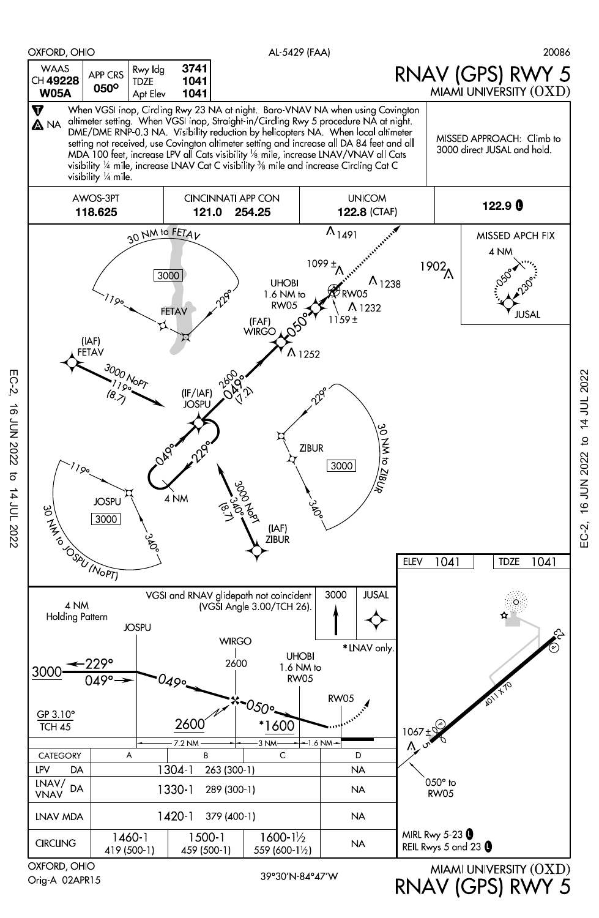OXFORD, OHIO — AL-5429 (FAA) — 20086

| WAAS CH 49228 W05A | APP CRS 050° | Rwy ldg 3741 TDZE 1041 Apt Elev 1041 |
|---|---|---|

# RNAV (GPS) RWY 5

MIAMI UNIVERSITY (OXD)

When VGSI inop, Circling Rwy 23 NA at night. Baro-VNAV NA when using Covington altimeter setting. When VGSI inop, Straight-in/Circling Rwy 5 procedure NA at night. DME/DME RNP-0.3 NA. Visibility reduction by helicopters NA. When local altimeter setting not received, use Covington altimeter setting and increase all DA 84 feet and all MDA 100 feet, increase LPV all Cats visibility ⅛ mile, increase LNAV/VNAV all Cats visibility ¼ mile, increase LNAV Cat C visibility ⅜ mile and increase Circling Cat C visibility ¼ mile.

MISSED APPROACH: Climb to 3000 direct JUSAL and hold.

| AWOS-3PT | CINCINNATI APP CON | UNICOM | |
|---|---|---|---|
| 118.625 | 121.0 254.25 | 122.8 (CTAF) | 122.9 |

30 NM to FETAV
3000
119°
229°
FETAV
(IAF) FETAV
3000 NoPT
119°
(8.7)
(IF/IAF) JOSPU
2600
049°
(7.2)
049°
229°
4 NM
119°
JOSPU
3000
340°
30 NM to JOSPU (NoPT)
(FAF) WIRGO
050°
UHOBI 1.6 NM to RW05
RW05
1491
1099 ±
1238
1232
1159 ±
1252
1902
229°
ZIBUR
3000
340°
30 NM to ZIBUR
3000 NoPT
340°
(8.7)
(IAF) ZIBUR

MISSED APCH FIX
4 NM
050°
230°
JUSAL

ELEV 1041 TDZE 1041

4 NM Holding Pattern
JOSPU
VGSI and RNAV glidepath not coincident (VGSI Angle 3.00/TCH 26).
3000
JUSAL
* LNAV only.
WIRGO
2600
UHOBI 1.6 NM to RW05
RW05
3000
229°
049°
049°
050°
2600
*1600
GP 3.10°
TCH 45
7.2 NM
3 NM
1.6 NM

1067 ±
4011 X 70
050° to RW05

| CATEGORY | A | B | C | D |
|---|---|---|---|---|
| LPV DA | 1304-1 263 (300-1) | | | NA |
| LNAV/VNAV DA | 1330-1 289 (300-1) | | | NA |
| LNAV MDA | 1420-1 379 (400-1) | | | NA |
| CIRCLING | 1460-1 419 (500-1) | 1500-1 459 (500-1) | 1600-1½ 559 (600-1½) | NA |

MIRL Rwy 5-23
REIL Rwys 5 and 23

EC-2, 16 JUN 2022 to 14 JUL 2022

OXFORD, OHIO
Orig-A 02APR15
39°30′N-84°47′W
MIAMI UNIVERSITY (OXD)
RNAV (GPS) RWY 5